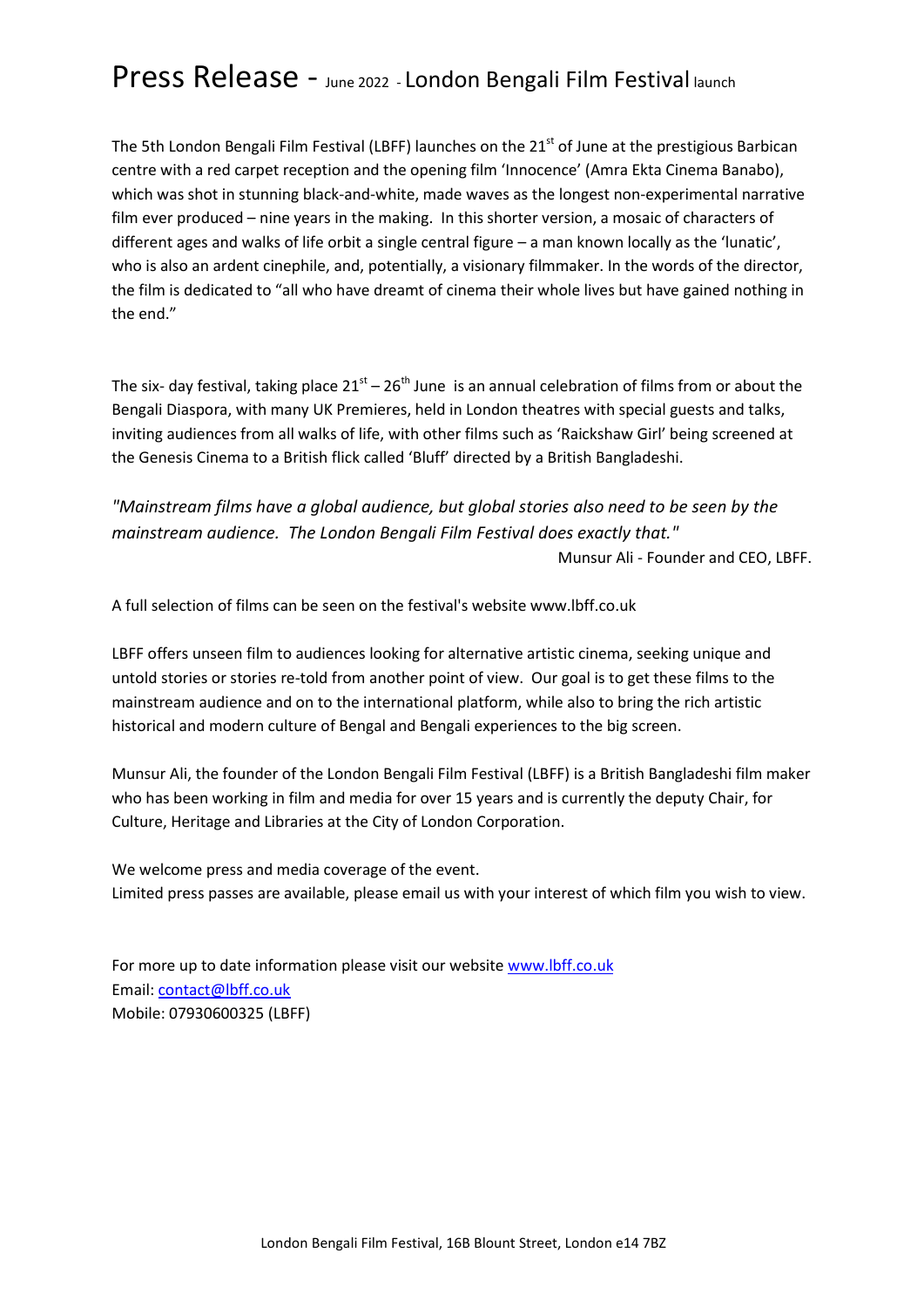# Press Release - June 2022 - London Bengali Film Festival launch

The 5th London Bengali Film Festival (LBFF) launches on the 21st of June at the prestigious Barbican centre with a red carpet reception and the opening film 'Innocence' (Amra Ekta Cinema Banabo), which was shot in stunning black-and-white, made waves as the longest non-experimental narrative film ever produced – nine years in the making. In this shorter version, a mosaic of characters of different ages and walks of life orbit a single central figure – a man known locally as the 'lunatic', who is also an ardent cinephile, and, potentially, a visionary filmmaker. In the words of the director, the film is dedicated to "all who have dreamt of cinema their whole lives but have gained nothing in the end."

The six- day festival, taking place 21st – 26th June is an annual celebration of films from or about the Bengali Diaspora, with many UK Premieres, held in London theatres with special guests and talks, inviting audiences from all walks of life, with other films such as 'Raickshaw Girl' being screened at the Genesis Cinema to a British flick called 'Bluff' directed by a British Bangladeshi.

*"Mainstream films have a global audience, but global stories also need to be seen by the mainstream audience. The London Bengali Film Festival does exactly that."*

Munsur Ali - Founder and CEO, LBFF.

A full selection of films can be seen on the festival's website www.lbff.co.uk

LBFF offers unseen film to audiences looking for alternative artistic cinema, seeking unique and untold stories or stories re-told from another point of view. Our goal is to get these films to the mainstream audience and on to the international platform, while also to bring the rich artistic historical and modern culture of Bengal and Bengali experiences to the big screen.

Munsur Ali, the founder of the London Bengali Film Festival (LBFF) is a British Bangladeshi film maker who has been working in film and media for over 15 years and is currently the deputy Chair, for Culture, Heritage and Libraries at the City of London Corporation.

We welcome press and media coverage of the event.
Limited press passes are available, please email us with your interest of which film you wish to view.

For more up to date information please visit our website www.lbff.co.uk
Email: contact@lbff.co.uk
Mobile: 07930600325 (LBFF)

London Bengali Film Festival, 16B Blount Street, London e14 7BZ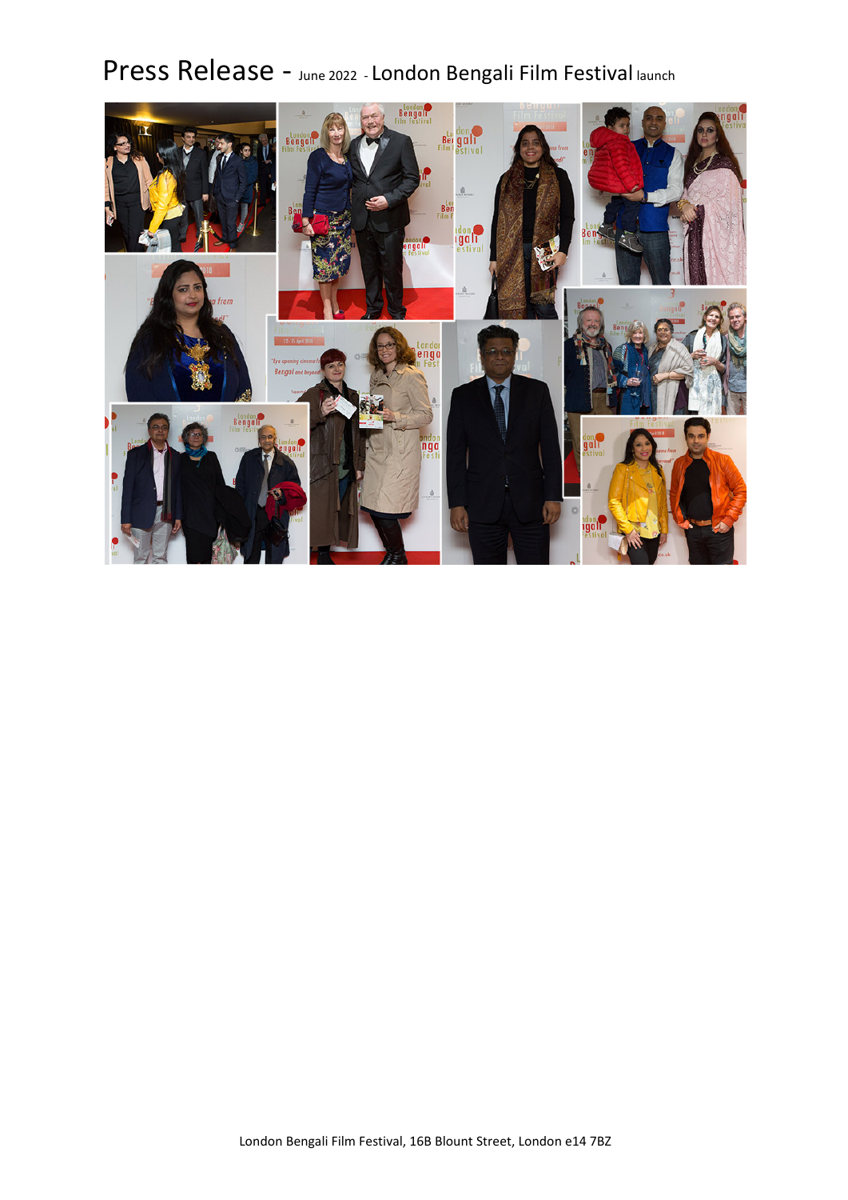# Press Release - June 2022 - London Bengali Film Festival launch

London Bengali Film Festival, 16B Blount Street, London e14 7BZ